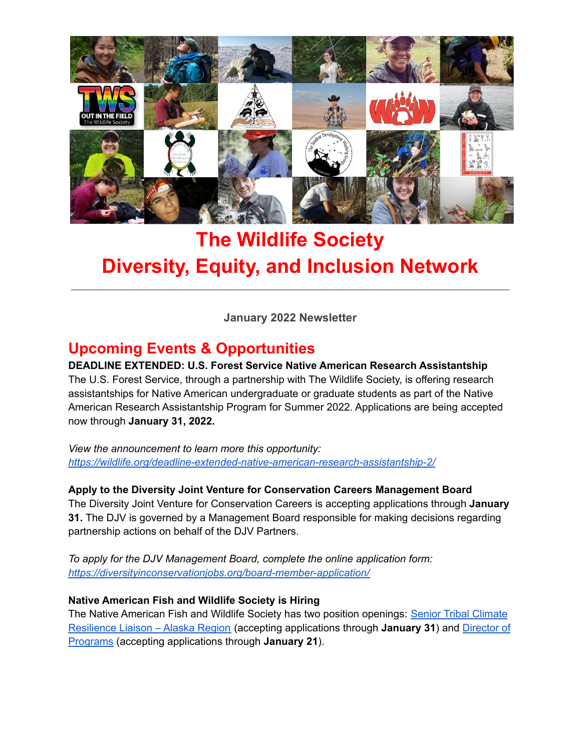# The Wildlife Society
# Diversity, Equity, and Inclusion Network

---

**January 2022 Newsletter**

## Upcoming Events & Opportunities

**DEADLINE EXTENDED: U.S. Forest Service Native American Research Assistantship**
The U.S. Forest Service, through a partnership with The Wildlife Society, is offering research assistantships for Native American undergraduate or graduate students as part of the Native American Research Assistantship Program for Summer 2022. Applications are being accepted now through **January 31, 2022.**

*View the announcement to learn more this opportunity:*
*https://wildlife.org/deadline-extended-native-american-research-assistantship-2/*

**Apply to the Diversity Joint Venture for Conservation Careers Management Board**
The Diversity Joint Venture for Conservation Careers is accepting applications through **January 31.** The DJV is governed by a Management Board responsible for making decisions regarding partnership actions on behalf of the DJV Partners.

*To apply for the DJV Management Board, complete the online application form:*
*https://diversityinconservationjobs.org/board-member-application/*

**Native American Fish and Wildlife Society is Hiring**
The Native American Fish and Wildlife Society has two position openings: Senior Tribal Climate Resilience Liaison – Alaska Region (accepting applications through **January 31**) and Director of Programs (accepting applications through **January 21**).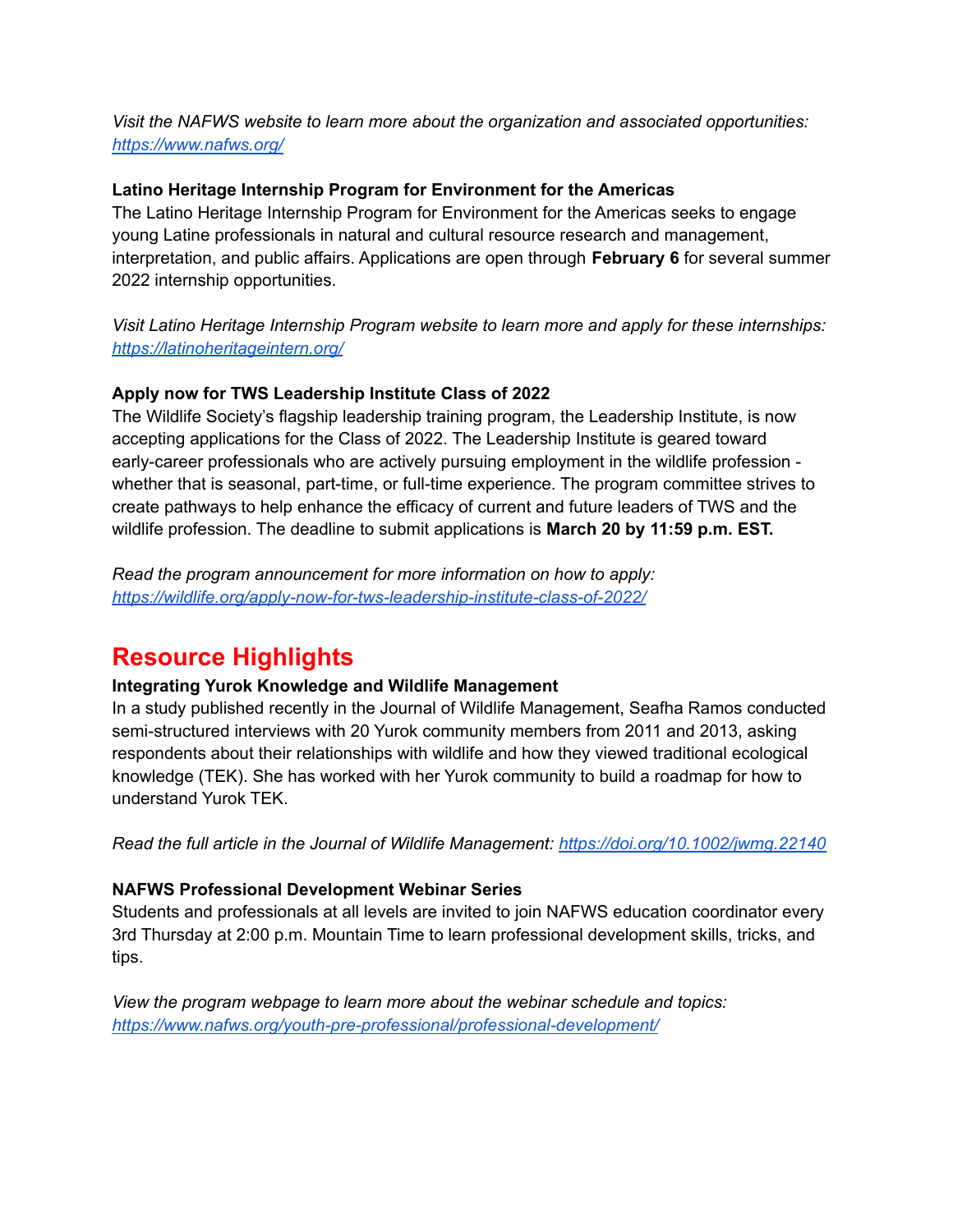*Visit the NAFWS website to learn more about the organization and associated opportunities: https://www.nafws.org/*

**Latino Heritage Internship Program for Environment for the Americas**
The Latino Heritage Internship Program for Environment for the Americas seeks to engage young Latine professionals in natural and cultural resource research and management, interpretation, and public affairs. Applications are open through **February 6** for several summer 2022 internship opportunities.

*Visit Latino Heritage Internship Program website to learn more and apply for these internships: https://latinoheritageintern.org/*

**Apply now for TWS Leadership Institute Class of 2022**
The Wildlife Society's flagship leadership training program, the Leadership Institute, is now accepting applications for the Class of 2022. The Leadership Institute is geared toward early-career professionals who are actively pursuing employment in the wildlife profession - whether that is seasonal, part-time, or full-time experience. The program committee strives to create pathways to help enhance the efficacy of current and future leaders of TWS and the wildlife profession. The deadline to submit applications is **March 20 by 11:59 p.m. EST.**

*Read the program announcement for more information on how to apply: https://wildlife.org/apply-now-for-tws-leadership-institute-class-of-2022/*

## Resource Highlights

**Integrating Yurok Knowledge and Wildlife Management**
In a study published recently in the Journal of Wildlife Management, Seafha Ramos conducted semi-structured interviews with 20 Yurok community members from 2011 and 2013, asking respondents about their relationships with wildlife and how they viewed traditional ecological knowledge (TEK). She has worked with her Yurok community to build a roadmap for how to understand Yurok TEK.

*Read the full article in the Journal of Wildlife Management: https://doi.org/10.1002/jwmg.22140*

**NAFWS Professional Development Webinar Series**
Students and professionals at all levels are invited to join NAFWS education coordinator every 3rd Thursday at 2:00 p.m. Mountain Time to learn professional development skills, tricks, and tips.

*View the program webpage to learn more about the webinar schedule and topics: https://www.nafws.org/youth-pre-professional/professional-development/*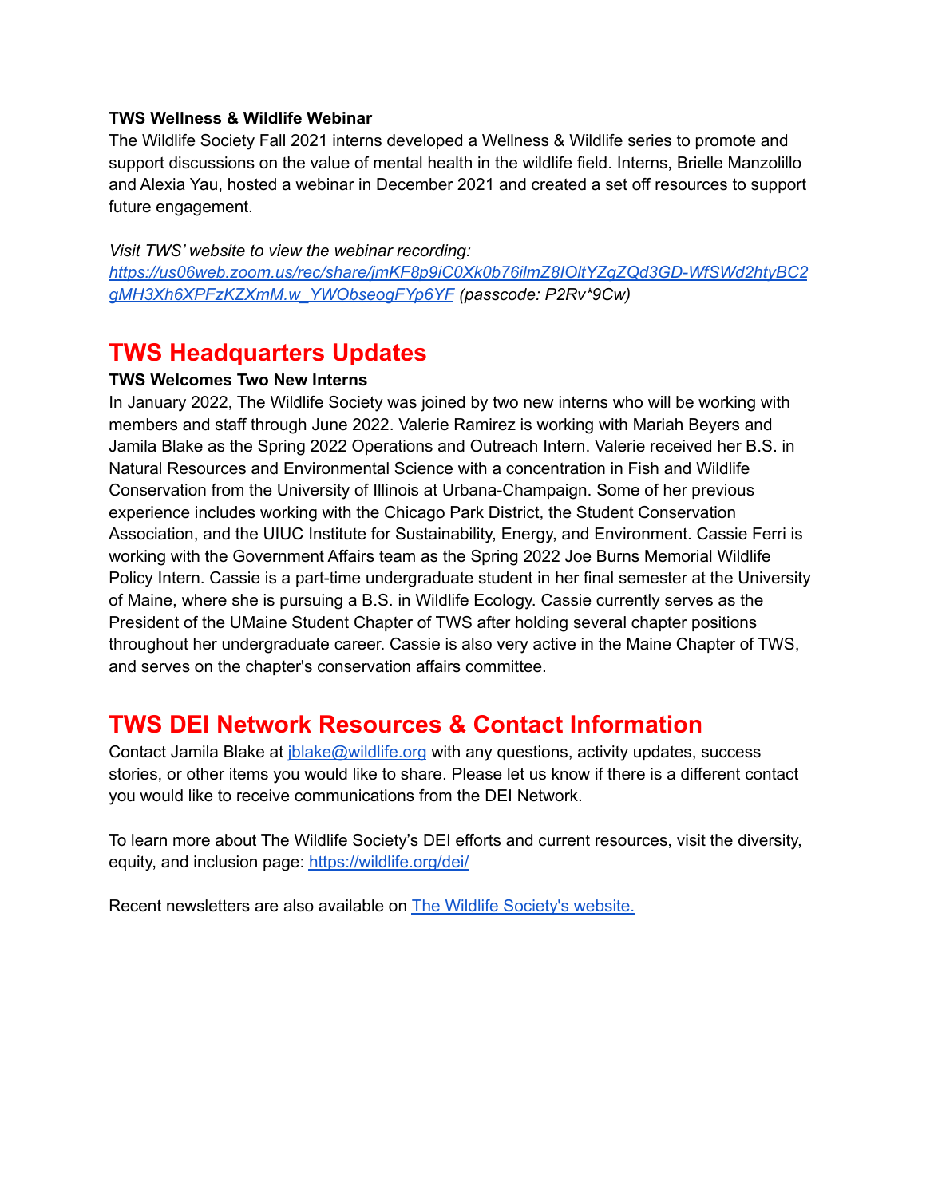**TWS Wellness & Wildlife Webinar**

The Wildlife Society Fall 2021 interns developed a Wellness & Wildlife series to promote and support discussions on the value of mental health in the wildlife field. Interns, Brielle Manzolillo and Alexia Yau, hosted a webinar in December 2021 and created a set off resources to support future engagement.

*Visit TWS' website to view the webinar recording:* [*https://us06web.zoom.us/rec/share/jmKF8p9iC0Xk0b76ilmZ8IOltYZgZQd3GD-WfSWd2htyBC2gMH3Xh6XPFzKZXmM.w_YWObseogFYp6YF*](https://us06web.zoom.us/rec/share/jmKF8p9iC0Xk0b76ilmZ8IOltYZgZQd3GD-WfSWd2htyBC2gMH3Xh6XPFzKZXmM.w_YWObseogFYp6YF) *(passcode: P2Rv*9Cw)*

## TWS Headquarters Updates

**TWS Welcomes Two New Interns**

In January 2022, The Wildlife Society was joined by two new interns who will be working with members and staff through June 2022. Valerie Ramirez is working with Mariah Beyers and Jamila Blake as the Spring 2022 Operations and Outreach Intern. Valerie received her B.S. in Natural Resources and Environmental Science with a concentration in Fish and Wildlife Conservation from the University of Illinois at Urbana-Champaign. Some of her previous experience includes working with the Chicago Park District, the Student Conservation Association, and the UIUC Institute for Sustainability, Energy, and Environment. Cassie Ferri is working with the Government Affairs team as the Spring 2022 Joe Burns Memorial Wildlife Policy Intern. Cassie is a part-time undergraduate student in her final semester at the University of Maine, where she is pursuing a B.S. in Wildlife Ecology. Cassie currently serves as the President of the UMaine Student Chapter of TWS after holding several chapter positions throughout her undergraduate career. Cassie is also very active in the Maine Chapter of TWS, and serves on the chapter's conservation affairs committee.

## TWS DEI Network Resources & Contact Information

Contact Jamila Blake at [jblake@wildlife.org](mailto:jblake@wildlife.org) with any questions, activity updates, success stories, or other items you would like to share. Please let us know if there is a different contact you would like to receive communications from the DEI Network.

To learn more about The Wildlife Society's DEI efforts and current resources, visit the diversity, equity, and inclusion page: [https://wildlife.org/dei/](https://wildlife.org/dei/)

Recent newsletters are also available on The Wildlife Society's website.